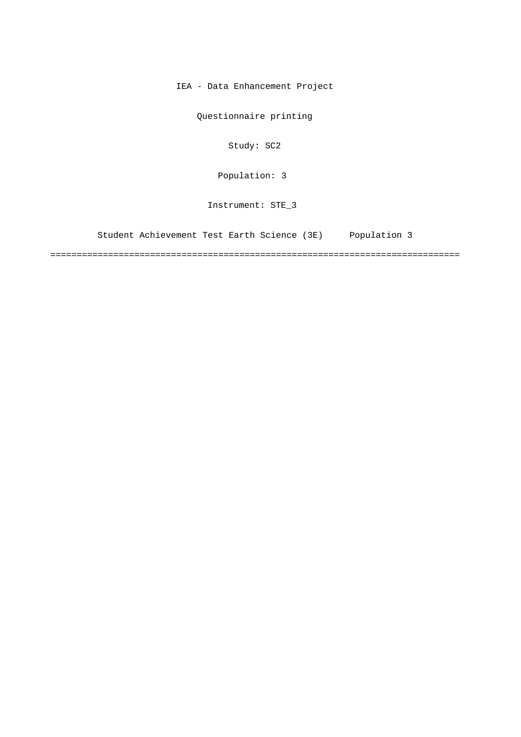IEA - Data Enhancement Project

Questionnaire printing

Study: SC2

Population: 3

Instrument: STE_3

Student Achievement Test Earth Science (3E)     Population 3

==============================================================================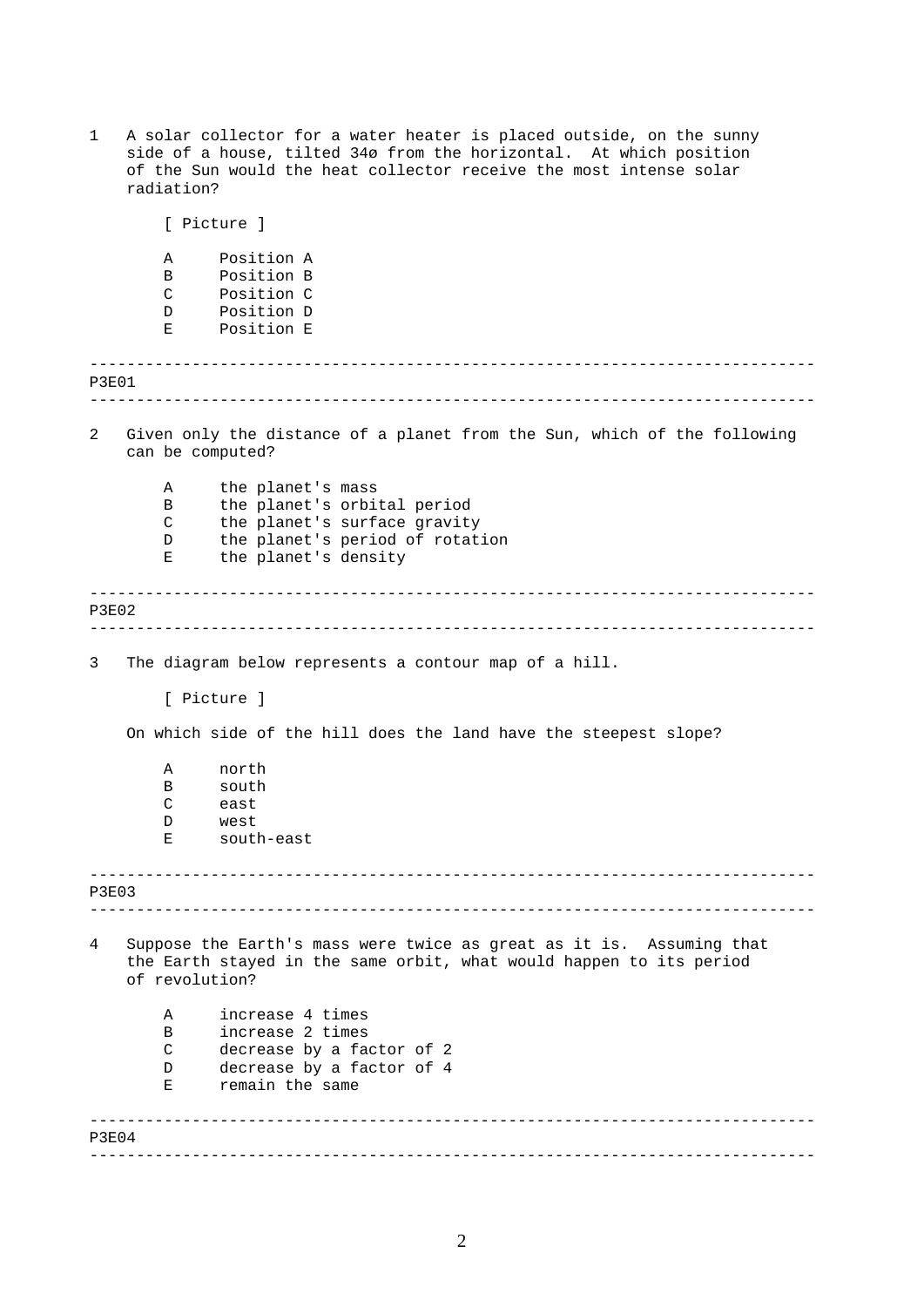1 A solar collector for a water heater is placed outside, on the sunny side of a house, tilted 34ø from the horizontal. At which position of the Sun would the heat collector receive the most intense solar radiation?

[ Picture ]

- A Position A
- B Position B
- C Position C
- D Position D
- E Position E

---

P3E01

---

2 Given only the distance of a planet from the Sun, which of the following can be computed?

- A the planet's mass
- B the planet's orbital period
- C the planet's surface gravity
- D the planet's period of rotation
- E the planet's density

---

P3E02

---

3 The diagram below represents a contour map of a hill.

[ Picture ]

On which side of the hill does the land have the steepest slope?

- A north
- B south
- C east
- D west
- E south-east

---

P3E03

---

4 Suppose the Earth's mass were twice as great as it is. Assuming that the Earth stayed in the same orbit, what would happen to its period of revolution?

- A increase 4 times
- B increase 2 times
- C decrease by a factor of 2
- D decrease by a factor of 4
- E remain the same

---

P3E04

---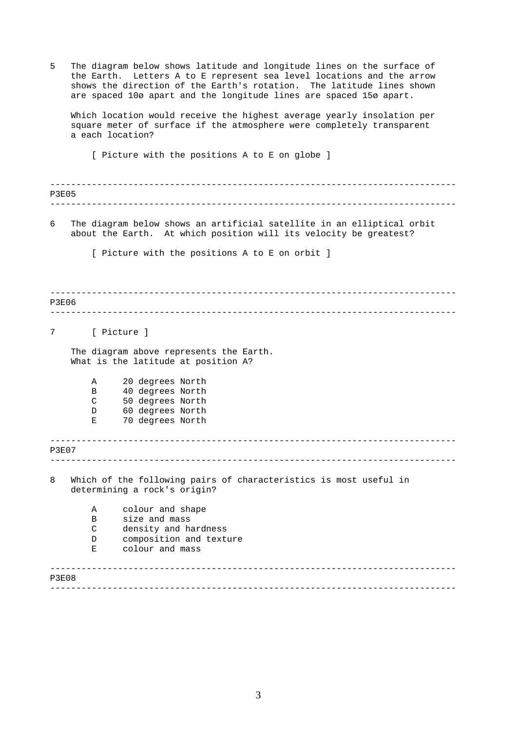5 The diagram below shows latitude and longitude lines on the surface of the Earth. Letters A to E represent sea level locations and the arrow shows the direction of the Earth's rotation. The latitude lines shown are spaced 10ø apart and the longitude lines are spaced 15ø apart.

Which location would receive the highest average yearly insolation per square meter of surface if the atmosphere were completely transparent a each location?

[ Picture with the positions A to E on globe ]

---

P3E05

---

6 The diagram below shows an artificial satellite in an elliptical orbit about the Earth. At which position will its velocity be greatest?

[ Picture with the positions A to E on orbit ]

---

P3E06

---

7 [ Picture ]

The diagram above represents the Earth.
What is the latitude at position A?

A 20 degrees North
B 40 degrees North
C 50 degrees North
D 60 degrees North
E 70 degrees North

---

P3E07

---

8 Which of the following pairs of characteristics is most useful in determining a rock's origin?

A colour and shape
B size and mass
C density and hardness
D composition and texture
E colour and mass

---

P3E08

---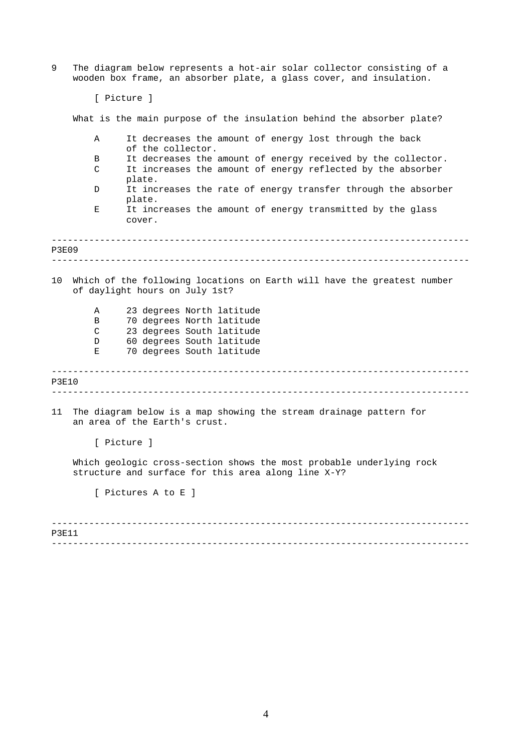9 The diagram below represents a hot-air solar collector consisting of a wooden box frame, an absorber plate, a glass cover, and insulation.

[ Picture ]

What is the main purpose of the insulation behind the absorber plate?

- A It decreases the amount of energy lost through the back of the collector.
- B It decreases the amount of energy received by the collector.
- C It increases the amount of energy reflected by the absorber plate.
- D It increases the rate of energy transfer through the absorber plate.
- E It increases the amount of energy transmitted by the glass cover.

---

P3E09

---

10 Which of the following locations on Earth will have the greatest number of daylight hours on July 1st?

- A 23 degrees North latitude
- B 70 degrees North latitude
- C 23 degrees South latitude
- D 60 degrees South latitude
- E 70 degrees South latitude

---

P3E10

---

11 The diagram below is a map showing the stream drainage pattern for an area of the Earth's crust.

[ Picture ]

Which geologic cross-section shows the most probable underlying rock structure and surface for this area along line X-Y?

[ Pictures A to E ]

---

P3E11

---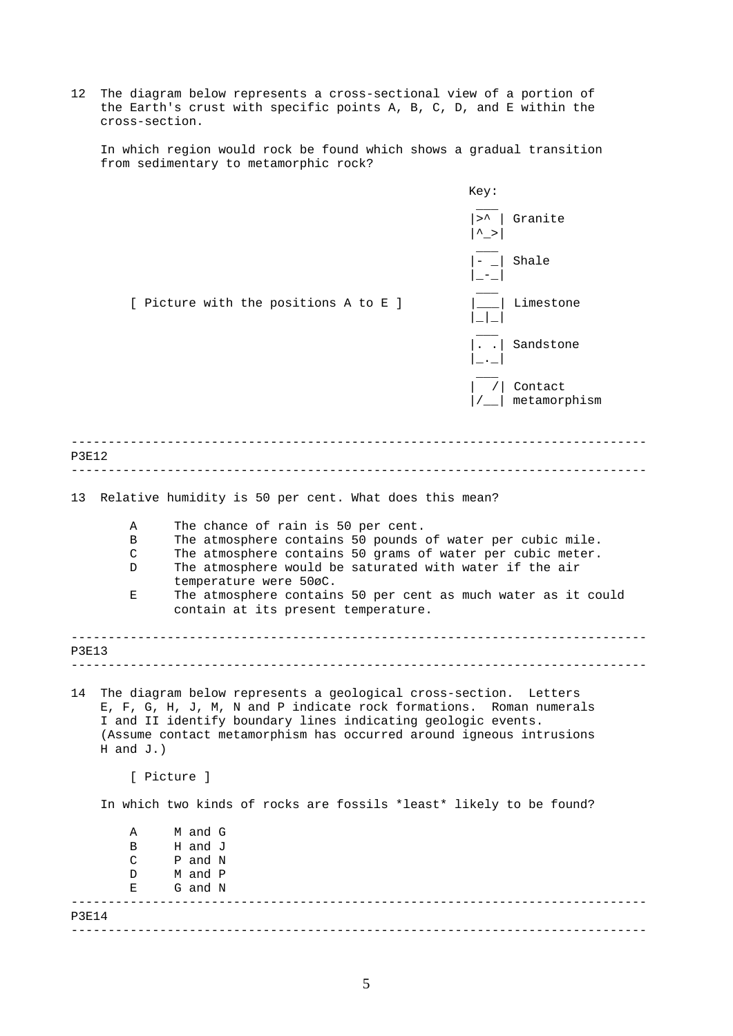12 The diagram below represents a cross-sectional view of a portion of the Earth's crust with specific points A, B, C, D, and E within the cross-section.

In which region would rock be found which shows a gradual transition from sedimentary to metamorphic rock?

[ Picture with the positions A to E ]

Key:

```
 ___
|>^ | Granite
|^_>|
 ___
|- _| Shale
|_-_|
 ___
|___| Limestone
|_|_|
 ___
|. .| Sandstone
|_._|
 ___
|  /| Contact
|/__| metamorphism
```

---

P3E12

---

13 Relative humidity is 50 per cent. What does this mean?

- A The chance of rain is 50 per cent.
- B The atmosphere contains 50 pounds of water per cubic mile.
- C The atmosphere contains 50 grams of water per cubic meter.
- D The atmosphere would be saturated with water if the air temperature were 50øC.
- E The atmosphere contains 50 per cent as much water as it could contain at its present temperature.

---

P3E13

---

14 The diagram below represents a geological cross-section. Letters E, F, G, H, J, M, N and P indicate rock formations. Roman numerals I and II identify boundary lines indicating geologic events. (Assume contact metamorphism has occurred around igneous intrusions H and J.)

[ Picture ]

In which two kinds of rocks are fossils *least* likely to be found?

- A M and G
- B H and J
- C P and N
- D M and P
- E G and N

---

P3E14

---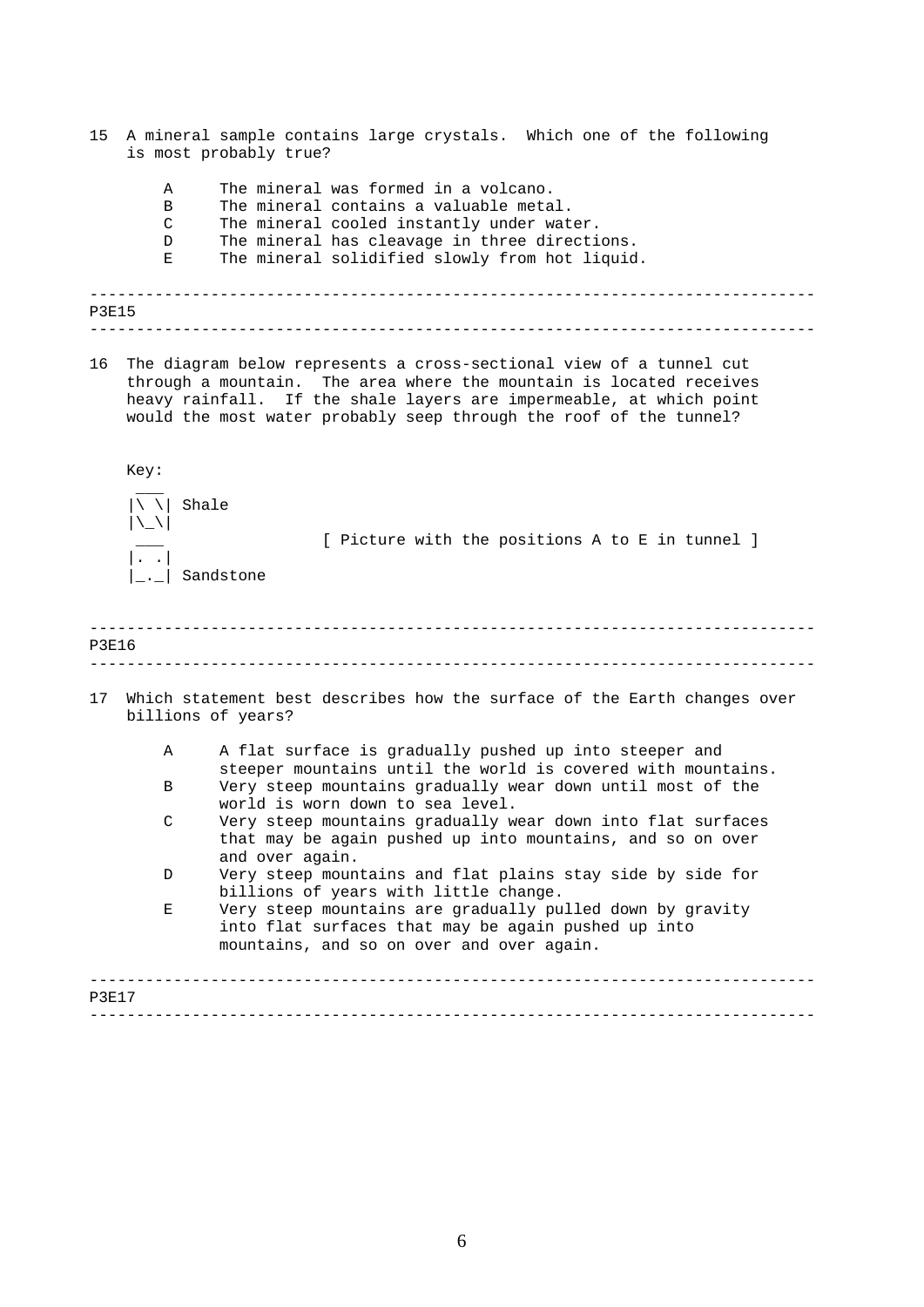15 A mineral sample contains large crystals. Which one of the following is most probably true?

- A The mineral was formed in a volcano.
- B The mineral contains a valuable metal.
- C The mineral cooled instantly under water.
- D The mineral has cleavage in three directions.
- E The mineral solidified slowly from hot liquid.

---

P3E15

---

16 The diagram below represents a cross-sectional view of a tunnel cut through a mountain. The area where the mountain is located receives heavy rainfall. If the shale layers are impermeable, at which point would the most water probably seep through the roof of the tunnel?

```
Key:
 ___
|\ \| Shale
|\_\|
 ___                    [ Picture with the positions A to E in tunnel ]
|. .|
|_._| Sandstone
```

---

P3E16

---

17 Which statement best describes how the surface of the Earth changes over billions of years?

- A A flat surface is gradually pushed up into steeper and steeper mountains until the world is covered with mountains.
- B Very steep mountains gradually wear down until most of the world is worn down to sea level.
- C Very steep mountains gradually wear down into flat surfaces that may be again pushed up into mountains, and so on over and over again.
- D Very steep mountains and flat plains stay side by side for billions of years with little change.
- E Very steep mountains are gradually pulled down by gravity into flat surfaces that may be again pushed up into mountains, and so on over and over again.

---

P3E17

---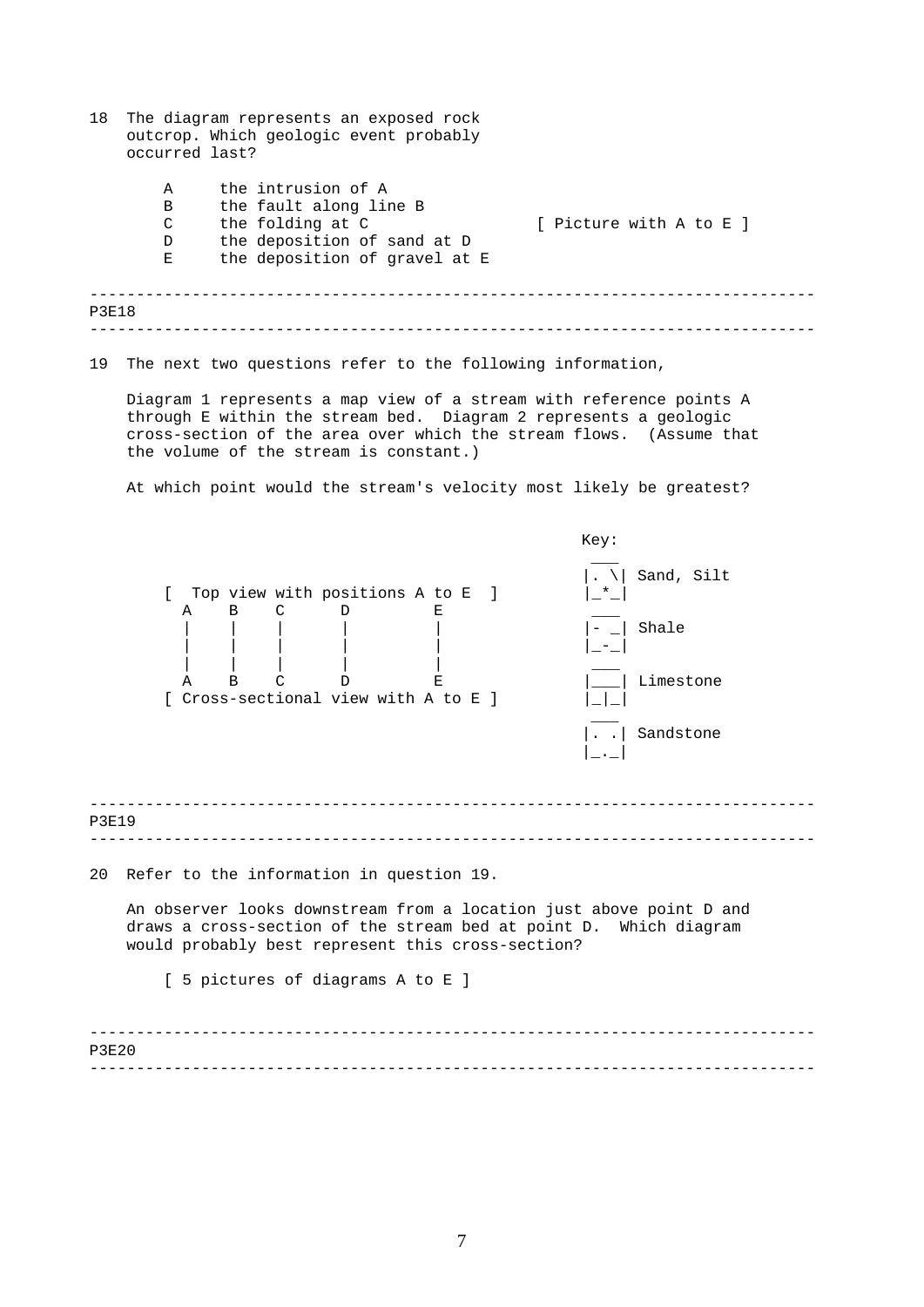18 The diagram represents an exposed rock outcrop. Which geologic event probably occurred last?

A the intrusion of A
B the fault along line B
C the folding at C
D the deposition of sand at D
E the deposition of gravel at E

[ Picture with A to E ]

---

P3E18

---

19 The next two questions refer to the following information,

Diagram 1 represents a map view of a stream with reference points A through E within the stream bed. Diagram 2 represents a geologic cross-section of the area over which the stream flows. (Assume that the volume of the stream is constant.)

At which point would the stream's velocity most likely be greatest?

```
[  Top view with positions A to E  ]
  A    B    C      D         E
  |    |    |      |         |
  |    |    |      |         |
  |    |    |      |         |
  A    B    C      D         E
[ Cross-sectional view with A to E ]
```

Key:

```
 ___
|. \| Sand, Silt
|_*_|
 ___
|- _| Shale
|_-_|
 ___
|___| Limestone
|_|_|
 ___
|. .| Sandstone
|_._|
```

---

P3E19

---

20 Refer to the information in question 19.

An observer looks downstream from a location just above point D and draws a cross-section of the stream bed at point D. Which diagram would probably best represent this cross-section?

[ 5 pictures of diagrams A to E ]

---

P3E20

---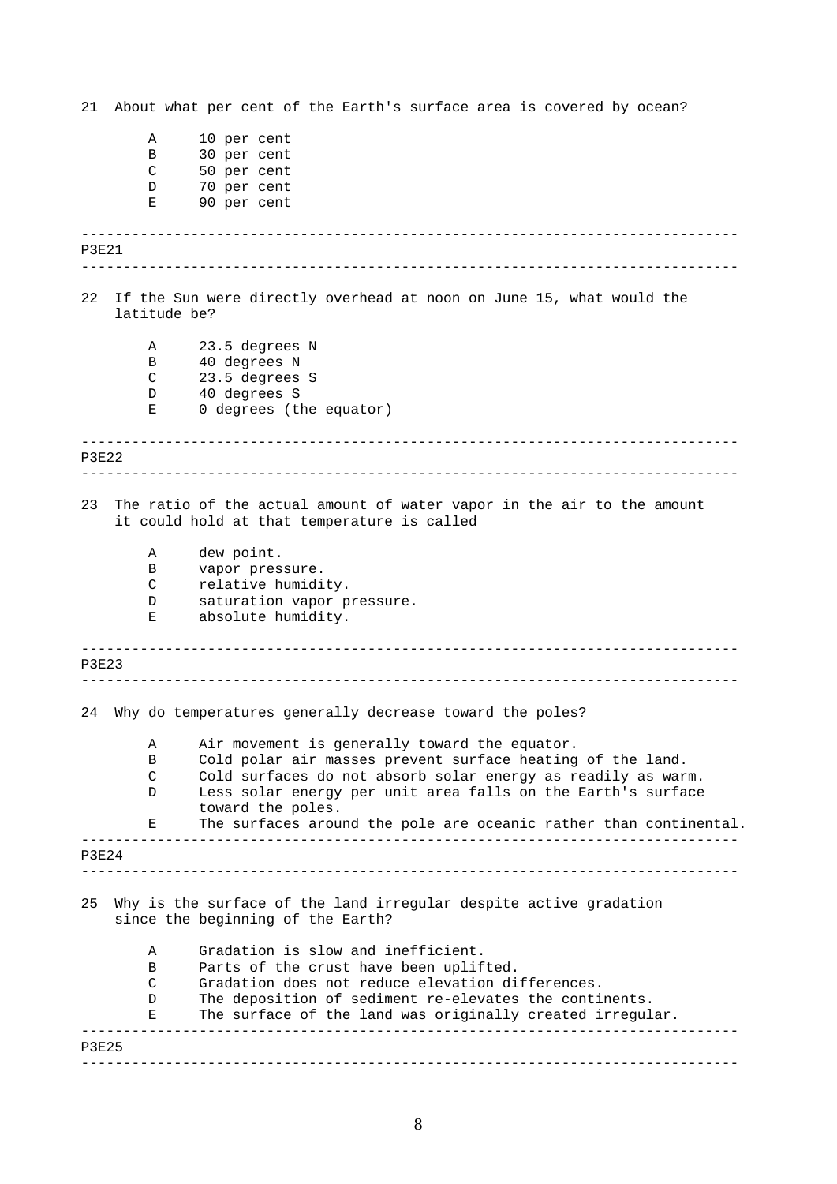21 About what per cent of the Earth's surface area is covered by ocean?

- A 10 per cent
- B 30 per cent
- C 50 per cent
- D 70 per cent
- E 90 per cent

---

P3E21

---

22 If the Sun were directly overhead at noon on June 15, what would the latitude be?

- A 23.5 degrees N
- B 40 degrees N
- C 23.5 degrees S
- D 40 degrees S
- E 0 degrees (the equator)

---

P3E22

---

23 The ratio of the actual amount of water vapor in the air to the amount it could hold at that temperature is called

- A dew point.
- B vapor pressure.
- C relative humidity.
- D saturation vapor pressure.
- E absolute humidity.

---

P3E23

---

24 Why do temperatures generally decrease toward the poles?

- A Air movement is generally toward the equator.
- B Cold polar air masses prevent surface heating of the land.
- C Cold surfaces do not absorb solar energy as readily as warm.
- D Less solar energy per unit area falls on the Earth's surface toward the poles.
- E The surfaces around the pole are oceanic rather than continental.

---

P3E24

---

25 Why is the surface of the land irregular despite active gradation since the beginning of the Earth?

- A Gradation is slow and inefficient.
- B Parts of the crust have been uplifted.
- C Gradation does not reduce elevation differences.
- D The deposition of sediment re-elevates the continents.
- E The surface of the land was originally created irregular.

---

P3E25

---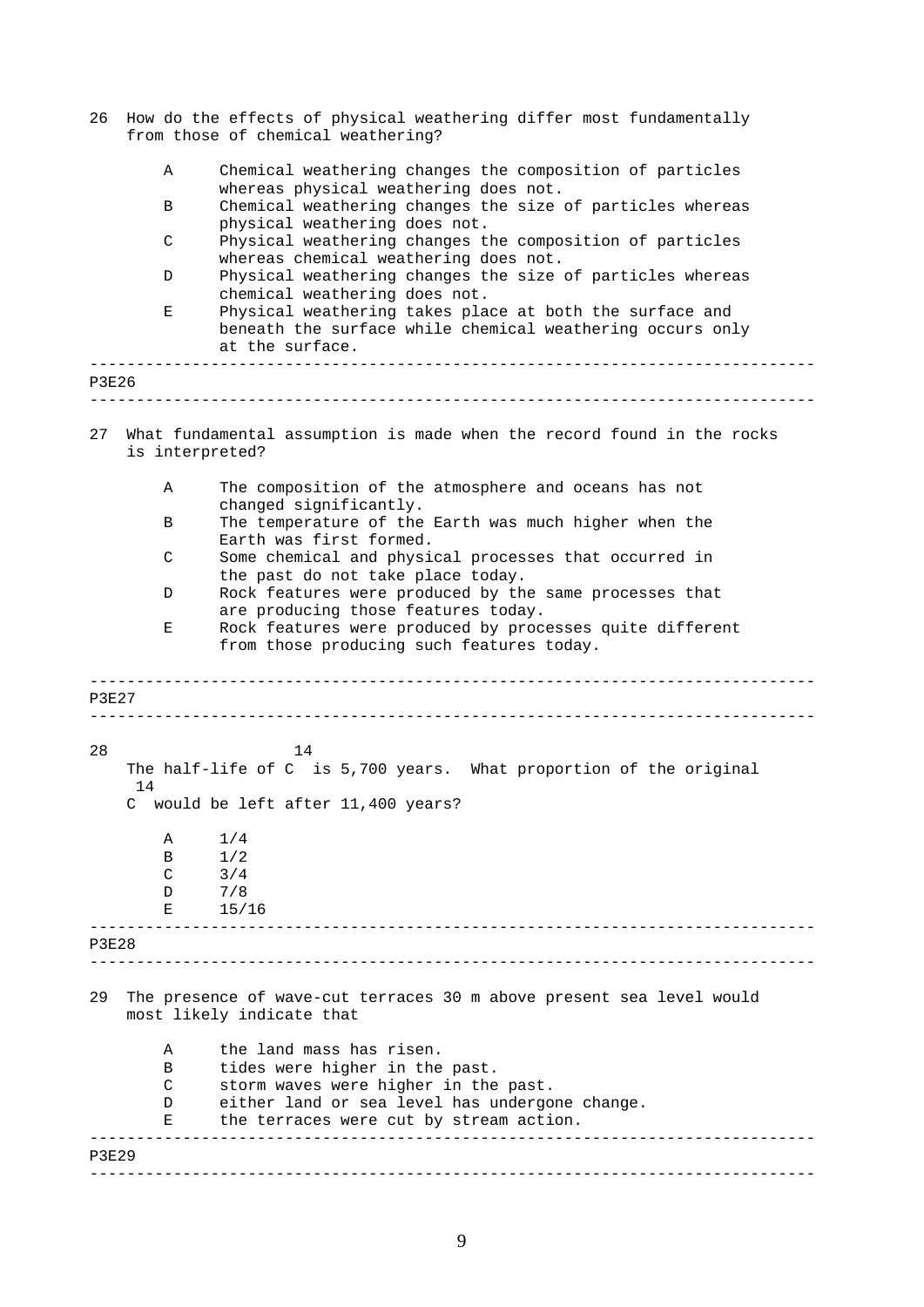26 How do the effects of physical weathering differ most fundamentally from those of chemical weathering?

- A Chemical weathering changes the composition of particles whereas physical weathering does not.
- B Chemical weathering changes the size of particles whereas physical weathering does not.
- C Physical weathering changes the composition of particles whereas chemical weathering does not.
- D Physical weathering changes the size of particles whereas chemical weathering does not.
- E Physical weathering takes place at both the surface and beneath the surface while chemical weathering occurs only at the surface.

---

P3E26

---

27 What fundamental assumption is made when the record found in the rocks is interpreted?

- A The composition of the atmosphere and oceans has not changed significantly.
- B The temperature of the Earth was much higher when the Earth was first formed.
- C Some chemical and physical processes that occurred in the past do not take place today.
- D Rock features were produced by the same processes that are producing those features today.
- E Rock features were produced by processes quite different from those producing such features today.

---

P3E27

---

28 The half-life of $C^{14}$ is 5,700 years. What proportion of the original $C^{14}$ would be left after 11,400 years?

- A 1/4
- B 1/2
- C 3/4
- D 7/8
- E 15/16

---

P3E28

---

29 The presence of wave-cut terraces 30 m above present sea level would most likely indicate that

- A the land mass has risen.
- B tides were higher in the past.
- C storm waves were higher in the past.
- D either land or sea level has undergone change.
- E the terraces were cut by stream action.

---

P3E29

---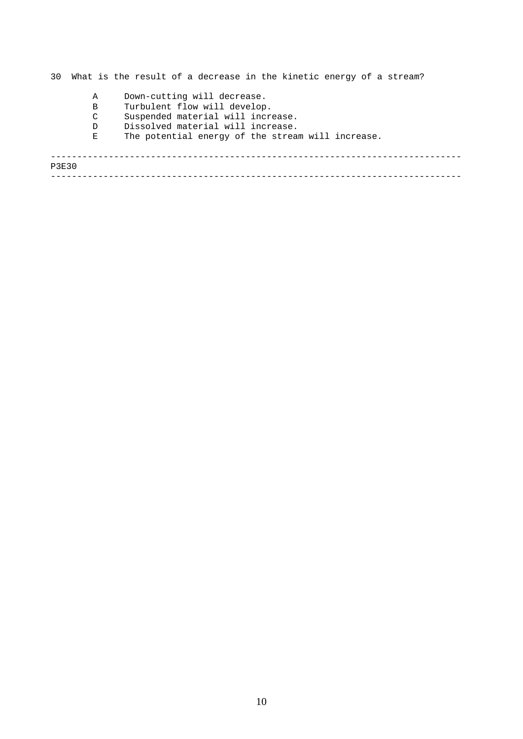30 What is the result of a decrease in the kinetic energy of a stream?

- A Down-cutting will decrease.
- B Turbulent flow will develop.
- C Suspended material will increase.
- D Dissolved material will increase.
- E The potential energy of the stream will increase.

---

P3E30

---